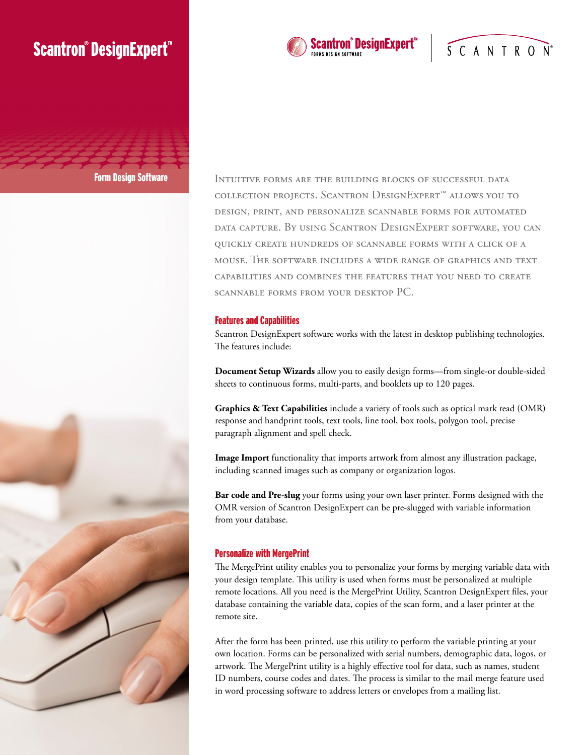# Scantron® DesignExpert™

## Form Design Software

Intuitive forms are the building blocks of successful data collection projects. Scantron DesignExpert™ allows you to design, print, and personalize scannable forms for automated data capture. By using Scantron DesignExpert software, you can quickly create hundreds of scannable forms with a click of a mouse. The software includes a wide range of graphics and text capabilities and combines the features that you need to create scannable forms from your desktop PC.

### Features and Capabilities

Scantron DesignExpert software works with the latest in desktop publishing technologies. The features include:

**Document Setup Wizards** allow you to easily design forms—from single-or double-sided sheets to continuous forms, multi-parts, and booklets up to 120 pages.

**Graphics & Text Capabilities** include a variety of tools such as optical mark read (OMR) response and handprint tools, text tools, line tool, box tools, polygon tool, precise paragraph alignment and spell check.

**Image Import** functionality that imports artwork from almost any illustration package, including scanned images such as company or organization logos.

**Bar code and Pre-slug** your forms using your own laser printer. Forms designed with the OMR version of Scantron DesignExpert can be pre-slugged with variable information from your database.

### Personalize with MergePrint

The MergePrint utility enables you to personalize your forms by merging variable data with your design template. This utility is used when forms must be personalized at multiple remote locations. All you need is the MergePrint Utility, Scantron DesignExpert files, your database containing the variable data, copies of the scan form, and a laser printer at the remote site.

After the form has been printed, use this utility to perform the variable printing at your own location. Forms can be personalized with serial numbers, demographic data, logos, or artwork. The MergePrint utility is a highly effective tool for data, such as names, student ID numbers, course codes and dates. The process is similar to the mail merge feature used in word processing software to address letters or envelopes from a mailing list.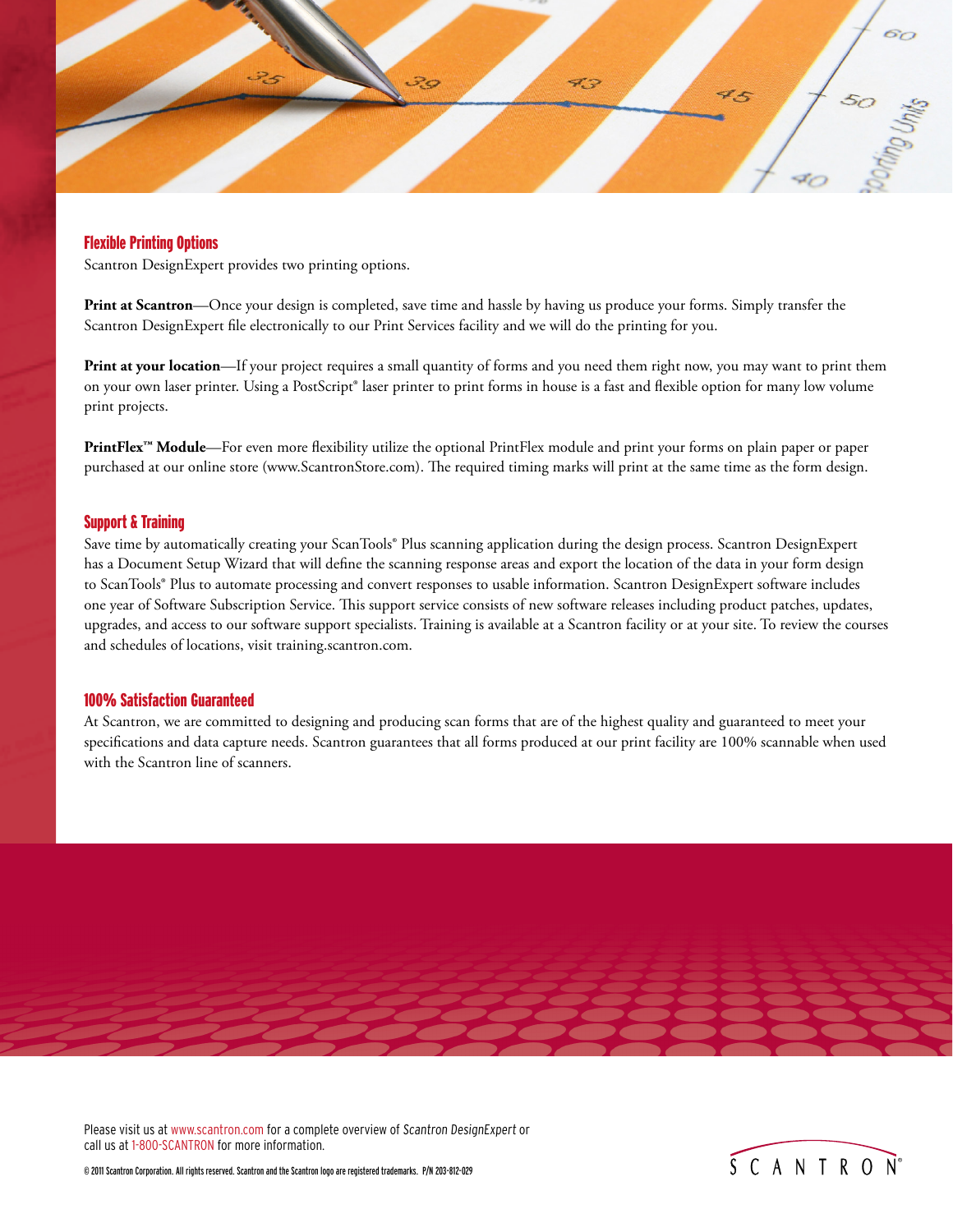## Flexible Printing Options

Scantron DesignExpert provides two printing options.

**Print at Scantron**—Once your design is completed, save time and hassle by having us produce your forms. Simply transfer the Scantron DesignExpert file electronically to our Print Services facility and we will do the printing for you.

**Print at your location**—If your project requires a small quantity of forms and you need them right now, you may want to print them on your own laser printer. Using a PostScript® laser printer to print forms in house is a fast and flexible option for many low volume print projects.

**PrintFlex™ Module**—For even more flexibility utilize the optional PrintFlex module and print your forms on plain paper or paper purchased at our online store (www.ScantronStore.com). The required timing marks will print at the same time as the form design.

## Support & Training

Save time by automatically creating your ScanTools® Plus scanning application during the design process. Scantron DesignExpert has a Document Setup Wizard that will define the scanning response areas and export the location of the data in your form design to ScanTools® Plus to automate processing and convert responses to usable information. Scantron DesignExpert software includes one year of Software Subscription Service. This support service consists of new software releases including product patches, updates, upgrades, and access to our software support specialists. Training is available at a Scantron facility or at your site. To review the courses and schedules of locations, visit training.scantron.com.

## 100% Satisfaction Guaranteed

At Scantron, we are committed to designing and producing scan forms that are of the highest quality and guaranteed to meet your specifications and data capture needs. Scantron guarantees that all forms produced at our print facility are 100% scannable when used with the Scantron line of scanners.

Please visit us at www.scantron.com for a complete overview of *Scantron DesignExpert* or call us at 1-800-SCANTRON for more information.

© 2011 Scantron Corporation. All rights reserved. Scantron and the Scantron logo are registered trademarks. P/N 203-812-029

SCANTRON®